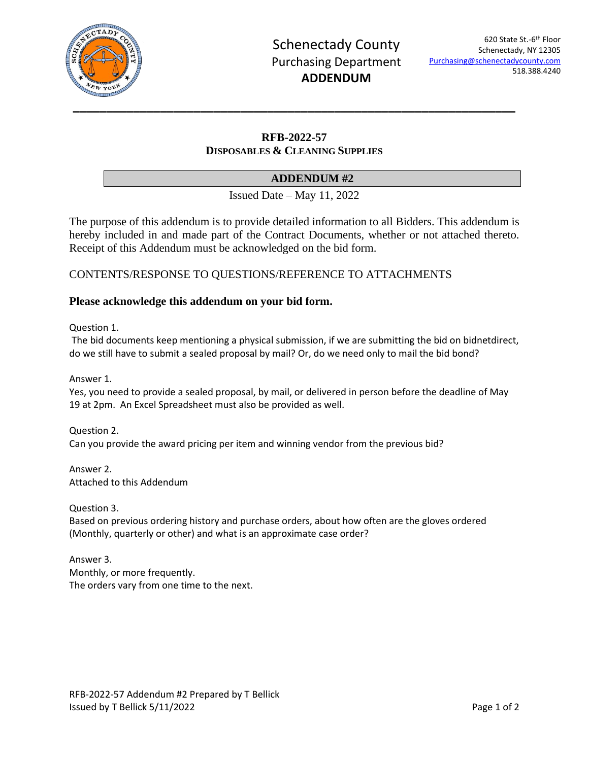# Schenectady County
## Purchasing Department
## ADDENDUM

620 State St.-6th Floor
Schenectady, NY 12305
Purchasing@schenectadycounty.com
518.388.4240

---

## RFB-2022-57
## DISPOSABLES & CLEANING SUPPLIES

## ADDENDUM #2

Issued Date – May 11, 2022

The purpose of this addendum is to provide detailed information to all Bidders. This addendum is hereby included in and made part of the Contract Documents, whether or not attached thereto. Receipt of this Addendum must be acknowledged on the bid form.

CONTENTS/RESPONSE TO QUESTIONS/REFERENCE TO ATTACHMENTS

**Please acknowledge this addendum on your bid form.**

Question 1.
The bid documents keep mentioning a physical submission, if we are submitting the bid on bidnetdirect, do we still have to submit a sealed proposal by mail? Or, do we need only to mail the bid bond?

Answer 1.
Yes, you need to provide a sealed proposal, by mail, or delivered in person before the deadline of May 19 at 2pm. An Excel Spreadsheet must also be provided as well.

Question 2.
Can you provide the award pricing per item and winning vendor from the previous bid?

Answer 2.
Attached to this Addendum

Question 3.
Based on previous ordering history and purchase orders, about how often are the gloves ordered (Monthly, quarterly or other) and what is an approximate case order?

Answer 3.
Monthly, or more frequently.
The orders vary from one time to the next.

RFB-2022-57 Addendum #2 Prepared by T Bellick
Issued by T Bellick 5/11/2022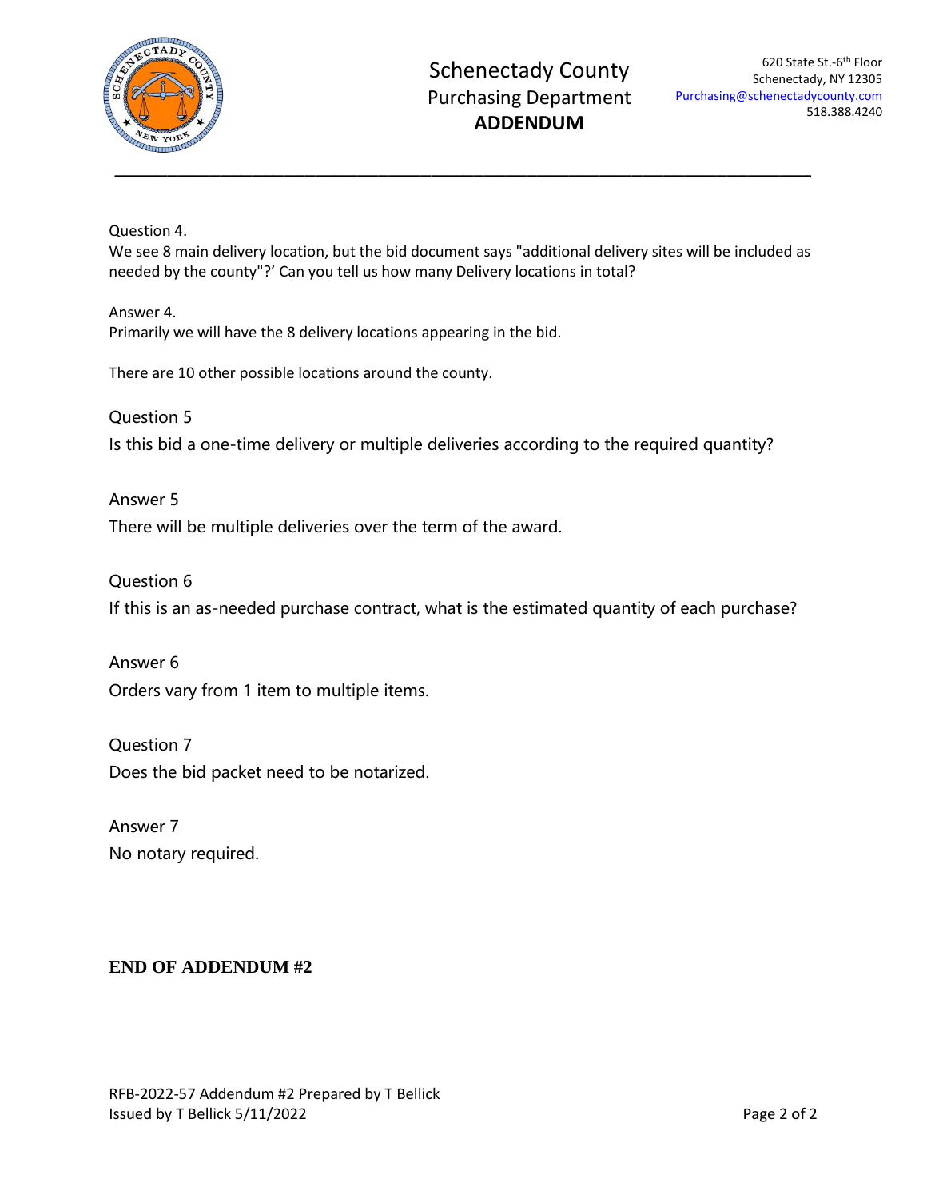Schenectady County
Purchasing Department
**ADDENDUM**

620 State St.-6th Floor
Schenectady, NY 12305
Purchasing@schenectadycounty.com
518.388.4240

---

Question 4.
We see 8 main delivery location, but the bid document says "additional delivery sites will be included as needed by the county"?' Can you tell us how many Delivery locations in total?

Answer 4.
Primarily we will have the 8 delivery locations appearing in the bid.

There are 10 other possible locations around the county.

Question 5
Is this bid a one-time delivery or multiple deliveries according to the required quantity?

Answer 5
There will be multiple deliveries over the term of the award.

Question 6
If this is an as-needed purchase contract, what is the estimated quantity of each purchase?

Answer 6
Orders vary from 1 item to multiple items.

Question 7
Does the bid packet need to be notarized.

Answer 7
No notary required.

**END OF ADDENDUM #2**

RFB-2022-57 Addendum #2 Prepared by T Bellick
Issued by T Bellick 5/11/2022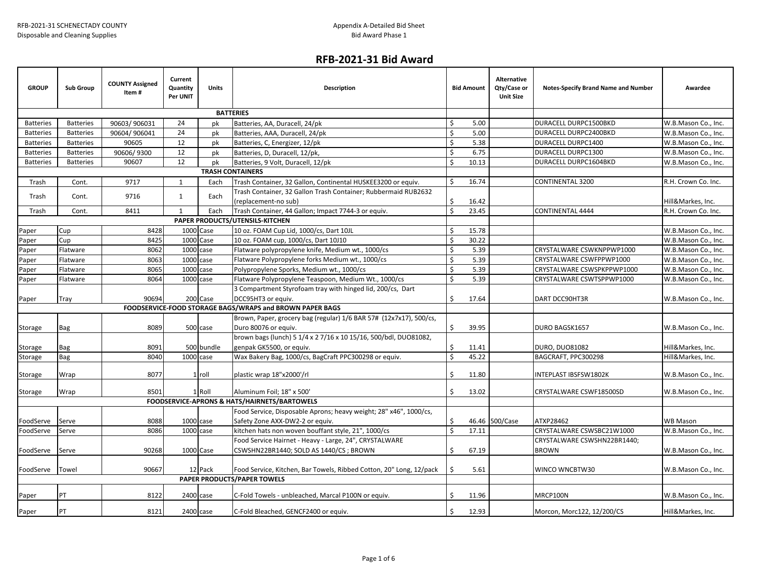RFB-2021-31 SCHENECTADY COUNTY
Disposable and Cleaning Supplies

Appendix A-Detailed Bid Sheet
Bid Award Phase 1

# RFB-2021-31 Bid Award

| GROUP | Sub Group | COUNTY Assigned Item # | Current Quantity Per UNIT | Units | Description | Bid Amount | Alternative Qty/Case or Unit Size | Notes-Specify Brand Name and Number | Awardee |
|---|---|---|---|---|---|---|---|---|---|
| | | | | | **BATTERIES** | | | | |
| Batteries | Batteries | 90603/ 906031 | 24 | pk | Batteries, AA, Duracell, 24/pk | $ 5.00 | | DURACELL DURPC1500BKD | W.B.Mason Co., Inc. |
| Batteries | Batteries | 90604/ 906041 | 24 | pk | Batteries, AAA, Duracell, 24/pk | $ 5.00 | | DURACELL DURPC2400BKD | W.B.Mason Co., Inc. |
| Batteries | Batteries | 90605 | 12 | pk | Batteries, C, Energizer, 12/pk | $ 5.38 | | DURACELL DURPC1400 | W.B.Mason Co., Inc. |
| Batteries | Batteries | 90606/ 9300 | 12 | pk | Batteries, D, Duracell, 12/pk, | $ 6.75 | | DURACELL DURPC1300 | W.B.Mason Co., Inc. |
| Batteries | Batteries | 90607 | 12 | pk | Batteries, 9 Volt, Duracell, 12/pk | $ 10.13 | | DURACELL DURPC1604BKD | W.B.Mason Co., Inc. |
| | | | | | **TRASH CONTAINERS** | | | | |
| Trash | Cont. | 9717 | 1 | Each | Trash Container, 32 Gallon, Continental HUSKEE3200 or equiv. | $ 16.74 | | CONTINENTAL 3200 | R.H. Crown Co. Inc. |
| Trash | Cont. | 9716 | 1 | Each | Trash Container, 32 Gallon Trash Container; Rubbermaid RUB2632 (replacement-no sub) | $ 16.42 | | | Hill&Markes, Inc. |
| Trash | Cont. | 8411 | 1 | Each | Trash Container, 44 Gallon; Impact 7744-3 or equiv. | $ 23.45 | | CONTINENTAL 4444 | R.H. Crown Co. Inc. |
| | | | | | **PAPER PRODUCTS/UTENSILS-KITCHEN** | | | | |
| Paper | Cup | 8428 | 1000 | Case | 10 oz. FOAM Cup Lid, 1000/cs, Dart 10JL | $ 15.78 | | | W.B.Mason Co., Inc. |
| Paper | Cup | 8425 | 1000 | Case | 10 oz. FOAM cup, 1000/cs, Dart 10J10 | $ 30.22 | | | W.B.Mason Co., Inc. |
| Paper | Flatware | 8062 | 1000 | case | Flatware polypropylene knife, Medium wt., 1000/cs | $ 5.39 | | CRYSTALWARE CSWKNPPWP1000 | W.B.Mason Co., Inc. |
| Paper | Flatware | 8063 | 1000 | case | Flatware Polypropylene forks Medium wt., 1000/cs | $ 5.39 | | CRYSTALWARE CSWFPPWP1000 | W.B.Mason Co., Inc. |
| Paper | Flatware | 8065 | 1000 | case | Polypropylene Sporks, Medium wt., 1000/cs | $ 5.39 | | CRYSTALWARE CSWSPKPPWP1000 | W.B.Mason Co., Inc. |
| Paper | Flatware | 8064 | 1000 | case | Flatware Polypropylene Teaspoon, Medium Wt., 1000/cs | $ 5.39 | | CRYSTALWARE CSWTSPPWP1000 | W.B.Mason Co., Inc. |
| Paper | Tray | 90694 | 200 | Case | 3 Compartment Styrofoam tray with hinged lid, 200/cs, Dart DCC95HT3 or equiv. | $ 17.64 | | DART DCC90HT3R | W.B.Mason Co., Inc. |
| | | | | | **FOODSERVICE-FOOD STORAGE BAGS/WRAPS and BROWN PAPER BAGS** | | | | |
| Storage | Bag | 8089 | 500 | case | Brown, Paper, grocery bag (regular) 1/6 BAR 57# (12x7x17), 500/cs, Duro 80076 or equiv. | $ 39.95 | | DURO BAGSK1657 | W.B.Mason Co., Inc. |
| Storage | Bag | 8091 | 500 | bundle | brown bags (lunch) 5 1/4 x 2 7/16 x 10 15/16, 500/bdl, DUO81082, genpak GK5500, or equiv. | $ 11.41 | | DURO, DUO81082 | Hill&Markes, Inc. |
| Storage | Bag | 8040 | 1000 | case | Wax Bakery Bag, 1000/cs, BagCraft PPC300298 or equiv. | $ 45.22 | | BAGCRAFT, PPC300298 | Hill&Markes, Inc. |
| Storage | Wrap | 8077 | 1 | roll | plastic wrap 18"x2000'/rl | $ 11.80 | | INTEPLAST IBSFSW1802K | W.B.Mason Co., Inc. |
| Storage | Wrap | 8501 | 1 | Roll | Aluminum Foil; 18" x 500' | $ 13.02 | | CRYSTALWARE CSWF18500SD | W.B.Mason Co., Inc. |
| | | | | | **FOODSERVICE-APRONS & HATS/HAIRNETS/BARTOWELS** | | | | |
| FoodServe | Serve | 8088 | 1000 | case | Food Service, Disposable Aprons; heavy weight; 28" x46", 1000/cs, Safety Zone AXX-DW2-2 or equiv. | $ 46.46 | 500/Case | ATXP28462 | WB Mason |
| FoodServe | Serve | 8086 | 1000 | case | kitchen hats non woven bouffant style, 21", 1000/cs | $ 17.11 | | CRYSTALWARE CSWSBC21W1000 | W.B.Mason Co., Inc. |
| FoodServe | Serve | 90268 | 1000 | Case | Food Service Hairnet - Heavy - Large, 24", CRYSTALWARE CSWSHN22BR1440; SOLD AS 1440/CS ; BROWN | $ 67.19 | | CRYSTALWARE CSWSHN22BR1440; BROWN | W.B.Mason Co., Inc. |
| FoodServe | Towel | 90667 | 12 | Pack | Food Service, Kitchen, Bar Towels, Ribbed Cotton, 20" Long, 12/pack | $ 5.61 | | WINCO WNCBTW30 | W.B.Mason Co., Inc. |
| | | | | | **PAPER PRODUCTS/PAPER TOWELS** | | | | |
| Paper | PT | 8122 | 2400 | case | C-Fold Towels - unbleached, Marcal P100N or equiv. | $ 11.96 | | MRCP100N | W.B.Mason Co., Inc. |
| Paper | PT | 8121 | 2400 | case | C-Fold Bleached, GENCF2400 or equiv. | $ 12.93 | | Morcon, Morc122, 12/200/CS | Hill&Markes, Inc. |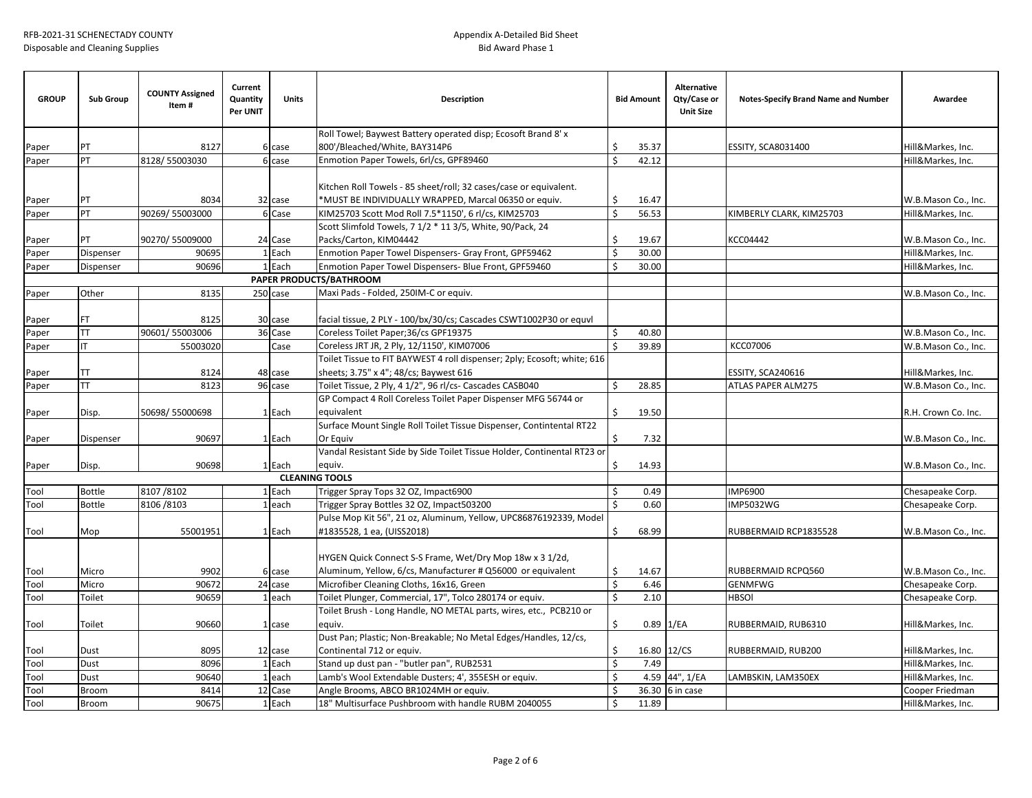RFB-2021-31 SCHENECTADY COUNTY
Disposable and Cleaning Supplies

Appendix A-Detailed Bid Sheet
Bid Award Phase 1

| GROUP | Sub Group | COUNTY Assigned Item # | Current Quantity Per UNIT | Units | Description | Bid Amount | Alternative Qty/Case or Unit Size | Notes-Specify Brand Name and Number | Awardee |
|---|---|---|---|---|---|---|---|---|---|
| Paper | PT | 8127 | 6 | case | Roll Towel; Baywest Battery operated disp; Ecosoft Brand 8' x 800'/Bleached/White, BAY314P6 | $ 35.37 | | ESSITY, SCA8031400 | Hill&Markes, Inc. |
| Paper | PT | 8128/ 55003030 | 6 | case | Enmotion Paper Towels, 6rl/cs, GPF89460 | $ 42.12 | | | Hill&Markes, Inc. |
| Paper | PT | 8034 | 32 | case | Kitchen Roll Towels - 85 sheet/roll; 32 cases/case or equivalent. *MUST BE INDIVIDUALLY WRAPPED, Marcal 06350 or equiv. | $ 16.47 | | | W.B.Mason Co., Inc. |
| Paper | PT | 90269/ 55003000 | 6 | Case | KIM25703 Scott Mod Roll 7.5*1150', 6 rl/cs, KIM25703 | $ 56.53 | | KIMBERLY CLARK, KIM25703 | Hill&Markes, Inc. |
| Paper | PT | 90270/ 55009000 | 24 | Case | Scott Slimfold Towels, 7 1/2 * 11 3/5, White, 90/Pack, 24 Packs/Carton, KIM04442 | $ 19.67 | | KCC04442 | W.B.Mason Co., Inc. |
| Paper | Dispenser | 90695 | 1 | Each | Enmotion Paper Towel Dispensers- Gray Front, GPF59462 | $ 30.00 | | | Hill&Markes, Inc. |
| Paper | Dispenser | 90696 | 1 | Each | Enmotion Paper Towel Dispensers- Blue Front, GPF59460 | $ 30.00 | | | Hill&Markes, Inc. |
| | | | | | **PAPER PRODUCTS/BATHROOM** | | | | |
| Paper | Other | 8135 | 250 | case | Maxi Pads - Folded, 250IM-C or equiv. | | | | W.B.Mason Co., Inc. |
| Paper | FT | 8125 | 30 | case | facial tissue, 2 PLY - 100/bx/30/cs; Cascades CSWT1002P30 or equvl | | | | |
| Paper | TT | 90601/ 55003006 | 36 | Case | Coreless Toilet Paper;36/cs GPF19375 | $ 40.80 | | | W.B.Mason Co., Inc. |
| Paper | IT | 55003020 | | Case | Coreless JRT JR, 2 Ply, 12/1150', KIM07006 | $ 39.89 | | KCC07006 | W.B.Mason Co., Inc. |
| Paper | TT | 8124 | 48 | case | Toilet Tissue to FIT BAYWEST 4 roll dispenser; 2ply; Ecosoft; white; 616 sheets; 3.75" x 4"; 48/cs; Baywest 616 | | | ESSITY, SCA240616 | Hill&Markes, Inc. |
| Paper | TT | 8123 | 96 | case | Toilet Tissue, 2 Ply, 4 1/2", 96 rl/cs- Cascades CASB040 | $ 28.85 | | ATLAS PAPER ALM275 | W.B.Mason Co., Inc. |
| Paper | Disp. | 50698/ 55000698 | 1 | Each | GP Compact 4 Roll Coreless Toilet Paper Dispenser MFG 56744 or equivalent | $ 19.50 | | | R.H. Crown Co. Inc. |
| Paper | Dispenser | 90697 | 1 | Each | Surface Mount Single Roll Toilet Tissue Dispenser, Contintental RT22 Or Equiv | $ 7.32 | | | W.B.Mason Co., Inc. |
| Paper | Disp. | 90698 | 1 | Each | Vandal Resistant Side by Side Toilet Tissue Holder, Continental RT23 or equiv. | $ 14.93 | | | W.B.Mason Co., Inc. |
| | | | | | **CLEANING TOOLS** | | | | |
| Tool | Bottle | 8107 /8102 | 1 | Each | Trigger Spray Tops 32 OZ, Impact6900 | $ 0.49 | | IMP6900 | Chesapeake Corp. |
| Tool | Bottle | 8106 /8103 | 1 | each | Trigger Spray Bottles 32 OZ, Impact503200 | $ 0.60 | | IMP5032WG | Chesapeake Corp. |
| Tool | Mop | 55001951 | 1 | Each | Pulse Mop Kit 56", 21 oz, Aluminum, Yellow, UPC86876192339, Model #1835528, 1 ea, (UISS2018) | $ 68.99 | | RUBBERMAID RCP1835528 | W.B.Mason Co., Inc. |
| Tool | Micro | 9902 | 6 | case | HYGEN Quick Connect S-S Frame, Wet/Dry Mop 18w x 3 1/2d, Aluminum, Yellow, 6/cs, Manufacturer # Q56000 or equivalent | $ 14.67 | | RUBBERMAID RCPQ560 | W.B.Mason Co., Inc. |
| Tool | Micro | 90672 | 24 | case | Microfiber Cleaning Cloths, 16x16, Green | $ 6.46 | | GENMFWG | Chesapeake Corp. |
| Tool | Toilet | 90659 | 1 | each | Toilet Plunger, Commercial, 17", Tolco 280174 or equiv. | $ 2.10 | | HBSOl | Chesapeake Corp. |
| Tool | Toilet | 90660 | 1 | case | Toilet Brush - Long Handle, NO METAL parts, wires, etc., PCB210 or equiv. | $ 0.89 | 1/EA | RUBBERMAID, RUB6310 | Hill&Markes, Inc. |
| Tool | Dust | 8095 | 12 | case | Dust Pan; Plastic; Non-Breakable; No Metal Edges/Handles, 12/cs, Continental 712 or equiv. | $ 16.80 | 12/CS | RUBBERMAID, RUB200 | Hill&Markes, Inc. |
| Tool | Dust | 8096 | 1 | Each | Stand up dust pan - "butler pan", RUB2531 | $ 7.49 | | | Hill&Markes, Inc. |
| Tool | Dust | 90640 | 1 | each | Lamb's Wool Extendable Dusters; 4', 355ESH or equiv. | $ 4.59 | 44", 1/EA | LAMBSKIN, LAM350EX | Hill&Markes, Inc. |
| Tool | Broom | 8414 | 12 | Case | Angle Brooms, ABCO BR1024MH or equiv. | $ 36.30 | 6 in case | | Cooper Friedman |
| Tool | Broom | 90675 | 1 | Each | 18" Multisurface Pushbroom with handle RUBM 2040055 | $ 11.89 | | | Hill&Markes, Inc. |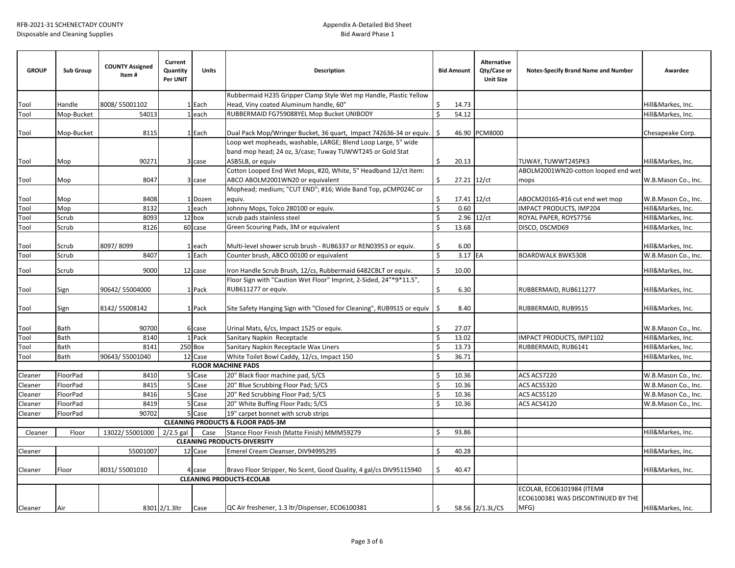RFB-2021-31 SCHENECTADY COUNTY
Disposable and Cleaning Supplies

Appendix A-Detailed Bid Sheet
Bid Award Phase 1

| GROUP | Sub Group | COUNTY Assigned Item # | Current Quantity Per UNIT | Units | Description | Bid Amount | Alternative Qty/Case or Unit Size | Notes-Specify Brand Name and Number | Awardee |
|---|---|---|---|---|---|---|---|---|---|
| Tool | Handle | 8008/ 55001102 | 1 | Each | Rubbermaid H235 Gripper Clamp Style Wet mp Handle, Plastic Yellow Head, Viny coated Aluminum handle, 60" | $ 14.73 | | | Hill&Markes, Inc. |
| Tool | Mop-Bucket | 54013 | 1 | each | RUBBERMAID FG759088YEL Mop Bucket UNIBODY | $ 54.12 | | | Hill&Markes, Inc. |
| Tool | Mop-Bucket | 8115 | 1 | Each | Dual Pack Mop/Wringer Bucket, 36 quart, Impact 742636-34 or equiv. | $ 46.90 | PCM8000 | | Chesapeake Corp. |
| Tool | Mop | 90271 | 3 | case | Loop wet mopheads, washable, LARGE; Blend Loop Large, 5" wide band mop head; 24 oz, 3/case; Tuway TUWWT245 or Gold Stat ASB5LB, or equiv | $ 20.13 | | TUWAY, TUWWT245PK3 | Hill&Markes, Inc. |
| Tool | Mop | 8047 | 3 | case | Cotton Looped End Wet Mops, #20, White, 5" Headband 12/ct Item: ABCO ABOLM2001WN20 or equivalent | $ 27.21 | 12/ct | ABOLM2001WN20-cotton looped end wet mops | W.B.Mason Co., Inc. |
| Tool | Mop | 8408 | 1 | Dozen | Mophead; medium; "CUT END"; #16; Wide Band Top, pCMP024C or equiv. | $ 17.41 | 12/ct | ABOCM2016S-#16 cut end wet mop | W.B.Mason Co., Inc. |
| Tool | Mop | 8132 | 1 | each | Johnny Mops, Tolco 280100 or equiv. | $ 0.60 | | IMPACT PRODUCTS, IMP204 | Hill&Markes, Inc. |
| Tool | Scrub | 8093 | 12 | box | scrub pads stainless steel | $ 2.96 | 12/ct | ROYAL PAPER, ROYS7756 | Hill&Markes, Inc. |
| Tool | Scrub | 8126 | 60 | case | Green Scouring Pads, 3M or equivalent | $ 13.68 | | DISCO, DSCMD69 | Hill&Markes, Inc. |
| Tool | Scrub | 8097/ 8099 | 1 | each | Multi-level shower scrub brush - RUB6337 or REN03953 or equiv. | $ 6.00 | | | Hill&Markes, Inc. |
| Tool | Scrub | 8407 | 1 | Each | Counter brush, ABCO 00100 or equivalent | $ 3.17 | EA | BOARDWALK BWK5308 | W.B.Mason Co., Inc. |
| Tool | Scrub | 9000 | 12 | case | Iron Handle Scrub Brush, 12/cs, Rubbermaid 6482CBLT or equiv. | $ 10.00 | | | Hill&Markes, Inc. |
| Tool | Sign | 90642/ 55004000 | 1 | Pack | Floor Sign with "Caution Wet Floor" Imprint, 2-Sided, 24"*9*11.5", RUB611277 or equiv. | $ 6.30 | | RUBBERMAID, RUB611277 | Hill&Markes, Inc. |
| Tool | Sign | 8142/ 55008142 | 1 | Pack | Site Safety Hanging Sign with "Closed for Cleaning", RUB9S15 or equiv | $ 8.40 | | RUBBERMAID, RUB9S15 | Hill&Markes, Inc. |
| Tool | Bath | 90700 | 6 | case | Urinal Mats, 6/cs, Impact 1525 or equiv. | $ 27.07 | | | W.B.Mason Co., Inc. |
| Tool | Bath | 8140 | 1 | Pack | Sanitary Napkin Receptacle | $ 13.02 | | IMPACT PRODUCTS, IMP1102 | Hill&Markes, Inc. |
| Tool | Bath | 8141 | 250 | Box | Sanitary Napkin Receptacle Wax Liners | $ 13.73 | | RUBBERMAID, RUB6141 | Hill&Markes, Inc. |
| Tool | Bath | 90643/ 55001040 | 12 | Case | White Toilet Bowl Caddy, 12/cs, Impact 150 | $ 36.71 | | | Hill&Markes, Inc. |
| | | | | | **FLOOR MACHINE PADS** | | | | |
| Cleaner | FloorPad | 8410 | 5 | Case | 20" Black floor machine pad, 5/CS | $ 10.36 | | ACS ACS7220 | W.B.Mason Co., Inc. |
| Cleaner | FloorPad | 8415 | 5 | Case | 20" Blue Scrubbing Floor Pad; 5/CS | $ 10.36 | | ACS ACS5320 | W.B.Mason Co., Inc. |
| Cleaner | FloorPad | 8416 | 5 | Case | 20" Red Scrubbing Floor Pad; 5/CS | $ 10.36 | | ACS ACS5120 | W.B.Mason Co., Inc. |
| Cleaner | FloorPad | 8419 | 5 | Case | 20" White Buffing Floor Pads; 5/CS | $ 10.36 | | ACS ACS4120 | W.B.Mason Co., Inc. |
| Cleaner | FloorPad | 90702 | 5 | Case | 19" carpet bonnet with scrub strips | | | | |
| | | | | | **CLEANING PRODUCTS & FLOOR PADS-3M** | | | | |
| Cleaner | Floor | 13022/ 55001000 | 2/2.5 gal | Case | Stance Floor Finish (Matte Finish) MMM59279 | $ 93.86 | | | Hill&Markes, Inc. |
| | | | | | **CLEANING PRODUCTS-DIVERSITY** | | | | |
| Cleaner | | 55001007 | 12 | Case | Emerel Cream Cleanser, DIV94995295 | $ 40.28 | | | Hill&Markes, Inc. |
| Cleaner | Floor | 8031/ 55001010 | 4 | case | Bravo Floor Stripper, No Scent, Good Quality, 4 gal/cs DIV95115940 | $ 40.47 | | | Hill&Markes, Inc. |
| | | | | | **CLEANING PRODUCTS-ECOLAB** | | | | |
| Cleaner | Air | 8301 | 2/1.3ltr | Case | QC Air freshener, 1.3 ltr/Dispenser, ECO6100381 | $ 58.56 | 2/1.3L/CS | ECOLAB, ECO6101984 (ITEM# ECO6100381 WAS DISCONTINUED BY THE MFG) | Hill&Markes, Inc. |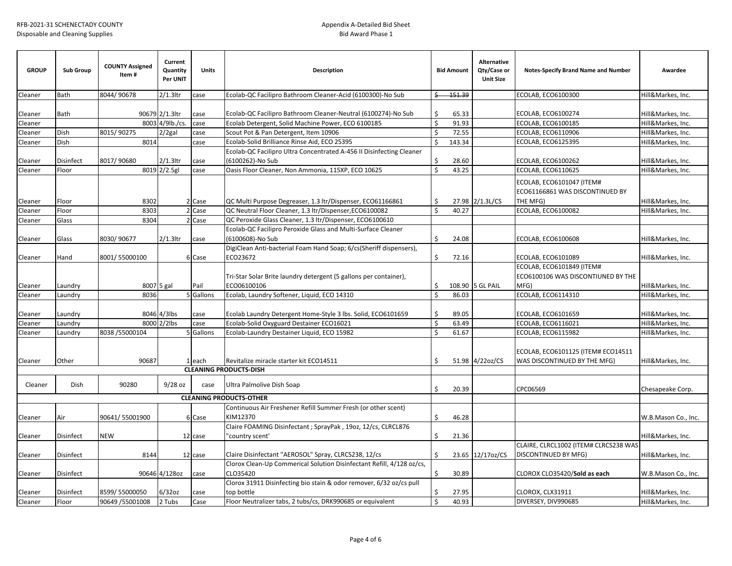RFB-2021-31 SCHENECTADY COUNTY
Disposable and Cleaning Supplies

Appendix A-Detailed Bid Sheet
Bid Award Phase 1

| GROUP | Sub Group | COUNTY Assigned Item # | Current Quantity Per UNIT | Units | Description | Bid Amount | Alternative Qty/Case or Unit Size | Notes-Specify Brand Name and Number | Awardee |
|---|---|---|---|---|---|---|---|---|---|
| Cleaner | Bath | 8044/ 90678 | 2/1.3ltr | case | Ecolab-QC Facilipro Bathroom Cleaner-Acid (6100300)-No Sub | ~~$ 151.39~~ | | ECOLAB, ECO6100300 | Hill&Markes, Inc. |
| Cleaner | Bath | 90679 | 2/1.3ltr | case | Ecolab-QC Facilipro Bathroom Cleaner-Neutral (6100274)-No Sub | $ 65.33 | | ECOLAB, ECO6100274 | Hill&Markes, Inc. |
| Cleaner | | 8003 | 4/9lb./cs. | case | Ecolab Detergent, Solid Machine Power, ECO 6100185 | $ 91.93 | | ECOLAB, ECO6100185 | Hill&Markes, Inc. |
| Cleaner | Dish | 8015/ 90275 | 2/2gal | case | Scout Pot & Pan Detergent, Item 10906 | $ 72.55 | | ECOLAB, ECO6110906 | Hill&Markes, Inc. |
| Cleaner | Dish | 8014 | | case | Ecolab-Solid Brilliance Rinse Aid, ECO 25395 | $ 143.34 | | ECOLAB, ECO6125395 | Hill&Markes, Inc. |
| Cleaner | Disinfect | 8017/ 90680 | 2/1.3ltr | case | Ecolab-QC Facilipro Ultra Concentrated A-456 II Disinfecting Cleaner (6100262)-No Sub | $ 28.60 | | ECOLAB, ECO6100262 | Hill&Markes, Inc. |
| Cleaner | Floor | 8019 | 2/2.5gl | case | Oasis Floor Cleaner, Non Ammonia, 115XP, ECO 10625 | $ 43.25 | | ECOLAB, ECO6110625 | Hill&Markes, Inc. |
| Cleaner | Floor | 8302 | 2 | Case | QC Multi Purpose Degreaser, 1.3 ltr/Dispenser, ECO61166861 | $ 27.98 | 2/1.3L/CS | ECOLAB, ECO6101047 (ITEM# ECO61166861 WAS DISCONTINUED BY THE MFG) | Hill&Markes, Inc. |
| Cleaner | Floor | 8303 | 2 | Case | QC Neutral Floor Cleaner, 1.3 ltr/Dispenser,ECO6100082 | $ 40.27 | | ECOLAB, ECO6100082 | Hill&Markes, Inc. |
| Cleaner | Glass | 8304 | 2 | Case | QC Peroxide Glass Cleaner, 1.3 ltr/Dispenser, ECO6100610 | | | | |
| Cleaner | Glass | 8030/ 90677 | 2/1.3ltr | case | Ecolab-QC Facilipro Peroxide Glass and Multi-Surface Cleaner (6100608)-No Sub | $ 24.08 | | ECOLAB, ECO6100608 | Hill&Markes, Inc. |
| Cleaner | Hand | 8001/ 55000100 | 6 | Case | DigiClean Anti-bacterial Foam Hand Soap; 6/cs(Sheriff dispensers), ECO23672 | $ 72.16 | | ECOLAB, ECO6101089 | Hill&Markes, Inc. |
| Cleaner | Laundry | 8007 | 5 gal | Pail | Tri-Star Solar Brite laundry detergent (5 gallons per container), ECO06100106 | $ 108.90 | 5 GL PAIL | ECOLAB, ECO6101849 (ITEM# ECO6100106 WAS DISCONTIUNED BY THE MFG) | Hill&Markes, Inc. |
| Cleaner | Laundry | 8036 | 5 | Gallons | Ecolab, Laundry Softener, Liquid, ECO 14310 | $ 86.03 | | ECOLAB, ECO6114310 | Hill&Markes, Inc. |
| Cleaner | Laundry | 8046 | 4/3lbs | case | Ecolab Laundry Detergent Home-Style 3 lbs. Solid, ECO6101659 | $ 89.05 | | ECOLAB, ECO6101659 | Hill&Markes, Inc. |
| Cleaner | Laundry | 8000 | 2/2lbs | case | Ecolab-Solid Oxyguard Destainer ECO16021 | $ 63.49 | | ECOLAB, ECO6116021 | Hill&Markes, Inc. |
| Cleaner | Laundry | 8038 /55000104 | 5 | Gallons | Ecolab-Laundry Destainer Liquid, ECO 15982 | $ 61.67 | | ECOLAB, ECO6115982 | Hill&Markes, Inc. |
| Cleaner | Other | 90687 | 1 | each | Revitalize miracle starter kit ECO14511 | $ 51.98 | 4/22oz/CS | ECOLAB, ECO6101125 (ITEM# ECO14511 WAS DISCONTINUED BY THE MFG) | Hill&Markes, Inc. |
| | | | | | **CLEANING PRODUCTS-DISH** | | | | |
| Cleaner | Dish | 90280 | 9/28 oz | case | Ultra Palmolive Dish Soap | $ 20.39 | | CPC06569 | Chesapeake Corp. |
| | | | | | **CLEANING PRODUCTS-OTHER** | | | | |
| Cleaner | Air | 90641/ 55001900 | 6 | Case | Continuous Air Freshener Refill Summer Fresh (or other scent) KIM12370 | $ 46.28 | | | W.B.Mason Co., Inc. |
| Cleaner | Disinfect | NEW | 12 | case | Claire FOAMING Disinfectant ; SprayPak , 19oz, 12/cs, CLRCL876 "country scent' | $ 21.36 | | | Hill&Markes, Inc. |
| Cleaner | Disinfect | 8144 | 12 | case | Claire Disinfectant "AEROSOL" Spray, CLRCS238, 12/cs | $ 23.65 | 12/17oz/CS | CLAIRE, CLRCL1002 (ITEM# CLRCS238 WAS DISCONTINUED BY MFG) | Hill&Markes, Inc. |
| Cleaner | Disinfect | 90646 | 4/128oz | case | Clorox Clean-Up Commerical Solution Disinfectant Refill, 4/128 oz/cs, CLO35420 | $ 30.89 | | CLOROX CLO35420/**Sold as each** | W.B.Mason Co., Inc. |
| Cleaner | Disinfect | 8599/ 55000050 | 6/32oz | case | Clorox 31911 Disinfecting bio stain & odor remover, 6/32 oz/cs pull top bottle | $ 27.95 | | CLOROX, CLX31911 | Hill&Markes, Inc. |
| Cleaner | Floor | 90649 /55001008 | 2 Tubs | Case | Floor Neutralizer tabs, 2 tubs/cs, DRK990685 or equivalent | $ 40.93 | | DIVERSEY, DIV990685 | Hill&Markes, Inc. |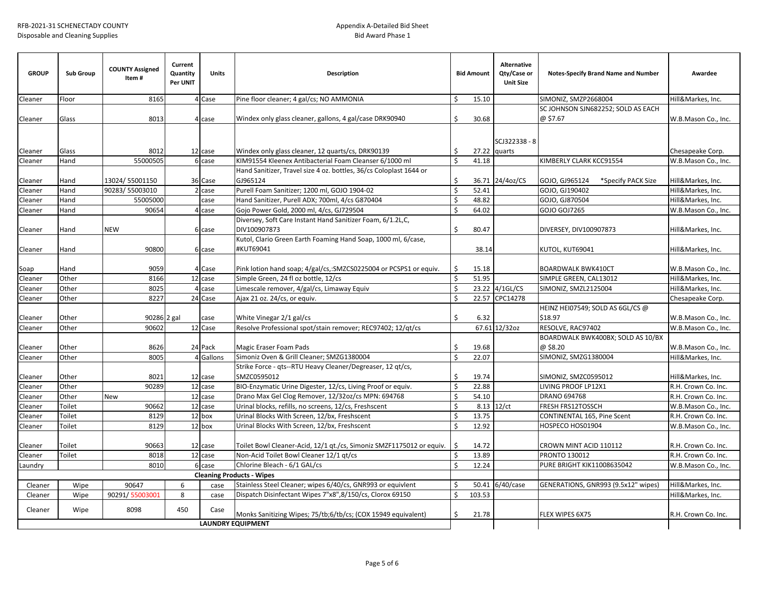RFB-2021-31 SCHENECTADY COUNTY
Disposable and Cleaning Supplies

Appendix A-Detailed Bid Sheet
Bid Award Phase 1

| GROUP | Sub Group | COUNTY Assigned Item # | Current Quantity Per UNIT | Units | Description | Bid Amount | Alternative Qty/Case or Unit Size | Notes-Specify Brand Name and Number | Awardee |
|---|---|---|---|---|---|---|---|---|---|
| Cleaner | Floor | 8165 | 4 | Case | Pine floor cleaner; 4 gal/cs; NO AMMONIA | $ 15.10 | | SIMONIZ, SMZP2668004 | Hill&Markes, Inc. |
| Cleaner | Glass | 8013 | 4 | case | Windex only glass cleaner, gallons, 4 gal/case DRK90940 | $ 30.68 | | SC JOHNSON SJN682252; SOLD AS EACH @ $7.67 | W.B.Mason Co., Inc. |
| Cleaner | Glass | 8012 | 12 | case | Windex only glass cleaner, 12 quarts/cs, DRK90139 | $ 27.22 | SCJ322338 - 8 quarts | | Chesapeake Corp. |
| Cleaner | Hand | 55000505 | 6 | case | KIM91554 Kleenex Antibacterial Foam Cleanser 6/1000 ml | $ 41.18 | | KIMBERLY CLARK KCC91554 | W.B.Mason Co., Inc. |
| Cleaner | Hand | 13024/ 55001150 | 36 | Case | Hand Sanitizer, Travel size 4 oz. bottles, 36/cs Coloplast 1644 or GJ965124 | $ 36.71 | 24/4oz/CS | GOJO, GJ965124 *Specify PACK Size | Hill&Markes, Inc. |
| Cleaner | Hand | 90283/ 55003010 | 2 | case | Purell Foam Sanitizer; 1200 ml, GOJO 1904-02 | $ 52.41 | | GOJO, GJ190402 | Hill&Markes, Inc. |
| Cleaner | Hand | 55005000 | | case | Hand Sanitizer, Purell ADX; 700ml, 4/cs G870404 | $ 48.82 | | GOJO, GJ870504 | Hill&Markes, Inc. |
| Cleaner | Hand | 90654 | 4 | case | Gojo Power Gold, 2000 ml, 4/cs, GJ729504 | $ 64.02 | | GOJO GOJ7265 | W.B.Mason Co., Inc. |
| Cleaner | Hand | NEW | 6 | case | Diversey, Soft Care Instant Hand Sanitizer Foam, 6/1.2L,C, DIV100907873 | $ 80.47 | | DIVERSEY, DIV100907873 | Hill&Markes, Inc. |
| Cleaner | Hand | 90800 | 6 | case | Kutol, Clario Green Earth Foaming Hand Soap, 1000 ml, 6/case, #KUT69041 | 38.14 | | KUTOL, KUT69041 | Hill&Markes, Inc. |
| Soap | Hand | 9059 | 4 | Case | Pink lotion hand soap; 4/gal/cs,:SMZCS0225004 or PCSPS1 or equiv. | $ 15.18 | | BOARDWALK BWK410CT | W.B.Mason Co., Inc. |
| Cleaner | Other | 8166 | 12 | case | Simple Green, 24 fl oz bottle, 12/cs | $ 51.95 | | SIMPLE GREEN, CAL13012 | Hill&Markes, Inc. |
| Cleaner | Other | 8025 | 4 | case | Limescale remover, 4/gal/cs, Limaway Equiv | $ 23.22 | 4/1GL/CS | SIMONIZ, SMZL2125004 | Hill&Markes, Inc. |
| Cleaner | Other | 8227 | 24 | Case | Ajax 21 oz. 24/cs, or equiv. | $ 22.57 | CPC14278 | | Chesapeake Corp. |
| Cleaner | Other | 90286 | 2 gal | case | White Vinegar 2/1 gal/cs | $ 6.32 | | HEINZ HEI07549; SOLD AS 6GL/CS @ $18.97 | W.B.Mason Co., Inc. |
| Cleaner | Other | 90602 | 12 | Case | Resolve Professional spot/stain remover; REC97402; 12/qt/cs | 67.61 | 12/32oz | RESOLVE, RAC97402 | W.B.Mason Co., Inc. |
| Cleaner | Other | 8626 | 24 | Pack | Magic Eraser Foam Pads | $ 19.68 | | BOARDWALK BWK400BX; SOLD AS 10/BX @ $8.20 | W.B.Mason Co., Inc. |
| Cleaner | Other | 8005 | 4 | Gallons | Simoniz Oven & Grill Cleaner; SMZG1380004 | $ 22.07 | | SIMONIZ, SMZG1380004 | Hill&Markes, Inc. |
| Cleaner | Other | 8021 | 12 | case | Strike Force - qts--RTU Heavy Cleaner/Degreaser, 12 qt/cs, SMZC0595012 | $ 19.74 | | SIMONIZ, SMZC0595012 | Hill&Markes, Inc. |
| Cleaner | Other | 90289 | 12 | case | BIO-Enzymatic Urine Digester, 12/cs, Living Proof or equiv. | $ 22.88 | | LIVING PROOF LP12X1 | R.H. Crown Co. Inc. |
| Cleaner | Other | New | 12 | case | Drano Max Gel Clog Remover, 12/32oz/cs MPN: 694768 | $ 54.10 | | DRANO 694768 | R.H. Crown Co. Inc. |
| Cleaner | Toilet | 90662 | 12 | case | Urinal blocks, refills, no screens, 12/cs, Freshscent | $ 8.13 | 12/ct | FRESH FRS12TOSSCH | W.B.Mason Co., Inc. |
| Cleaner | Toilet | 8129 | 12 | box | Urinal Blocks With Screen, 12/bx, Freshscent | $ 13.75 | | CONTINENTAL 165, Pine Scent | R.H. Crown Co. Inc. |
| Cleaner | Toilet | 8129 | 12 | box | Urinal Blocks With Screen, 12/bx, Freshscent | $ 12.92 | | HOSPECO HOS01904 | W.B.Mason Co., Inc. |
| Cleaner | Toilet | 90663 | 12 | case | Toilet Bowl Cleaner-Acid, 12/1 qt./cs, Simoniz SMZF1175012 or equiv. | $ 14.72 | | CROWN MINT ACID 110112 | R.H. Crown Co. Inc. |
| Cleaner | Toilet | 8018 | 12 | case | Non-Acid Toilet Bowl Cleaner 12/1 qt/cs | $ 13.89 | | PRONTO 130012 | R.H. Crown Co. Inc. |
| Laundry | | 8010 | 6 | case | Chlorine Bleach - 6/1 GAL/cs | $ 12.24 | | PURE BRIGHT KIK11008635042 | W.B.Mason Co., Inc. |
| | | | | | **Cleaning Products - Wipes** | | | | |
| Cleaner | Wipe | 90647 | 6 | case | Stainless Steel Cleaner; wipes 6/40/cs, GNR993 or equivlent | $ 50.41 | 6/40/case | GENERATIONS, GNR993 (9.5x12" wipes) | Hill&Markes, Inc. |
| Cleaner | Wipe | 90291/ 55003001 | 8 | case | Dispatch Disinfectant Wipes 7"x8",8/150/cs, Clorox 69150 | $ 103.53 | | | Hill&Markes, Inc. |
| Cleaner | Wipe | 8098 | 450 | Case | Monks Sanitizing Wipes; 75/tb;6/tb/cs; (COX 15949 equivalent) | $ 21.78 | | FLEX WIPES 6X75 | R.H. Crown Co. Inc. |
| | | | | | **LAUNDRY EQUIPMENT** | | | | |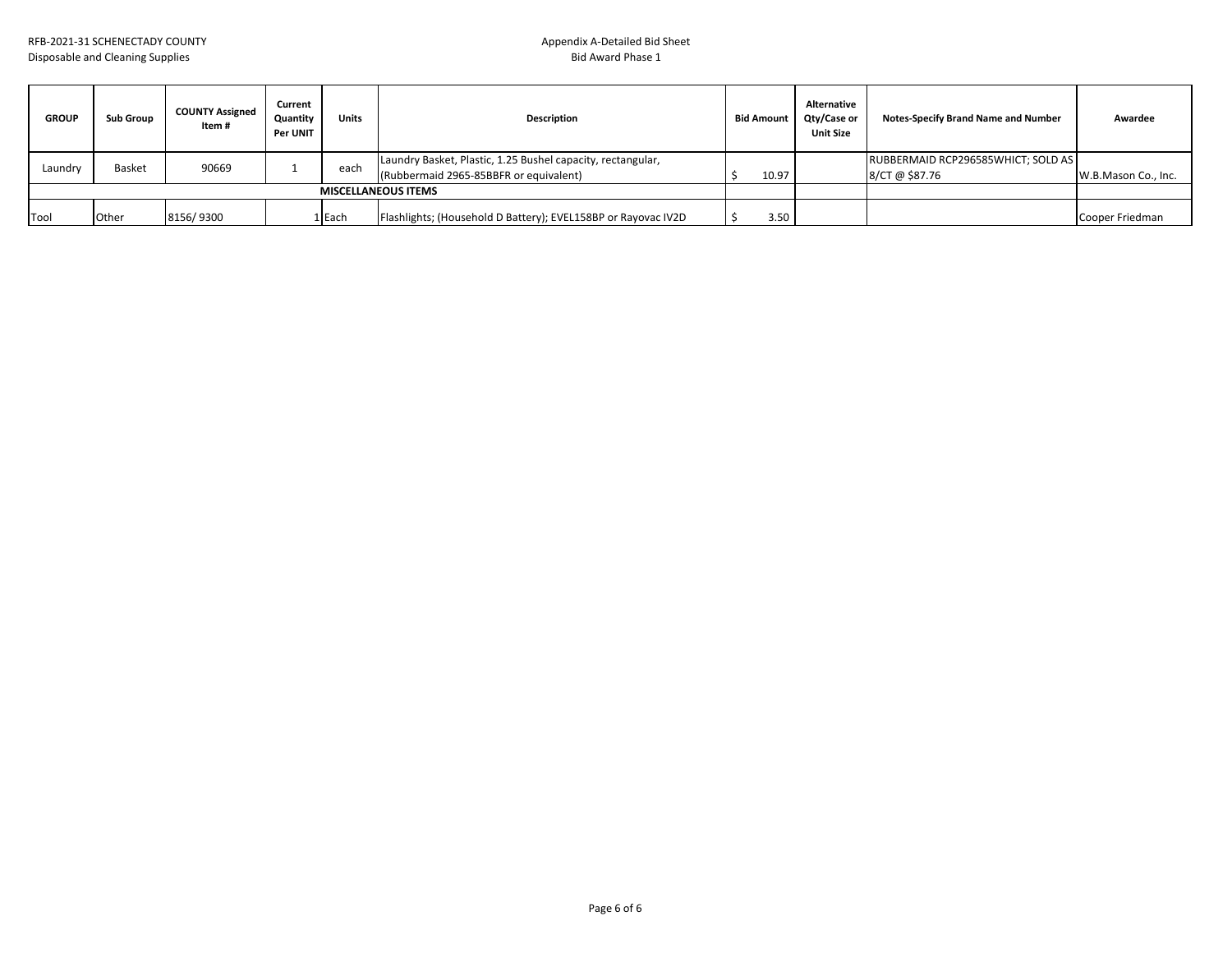| GROUP | Sub Group | COUNTY Assigned Item # | Current Quantity Per UNIT | Units | Description | Bid Amount | Alternative Qty/Case or Unit Size | Notes-Specify Brand Name and Number | Awardee |
|---|---|---|---|---|---|---|---|---|---|
| Laundry | Basket | 90669 | 1 | each | Laundry Basket, Plastic, 1.25 Bushel capacity, rectangular, (Rubbermaid 2965-85BBFR or equivalent) | $ 10.97 | | RUBBERMAID RCP296585WHICT; SOLD AS 8/CT @ $87.76 | W.B.Mason Co., Inc. |
| | | | | | **MISCELLANEOUS ITEMS** | | | | |
| Tool | Other | 8156/ 9300 | 1 | Each | Flashlights; (Household D Battery); EVEL158BP or Rayovac IV2D | $ 3.50 | | | Cooper Friedman |